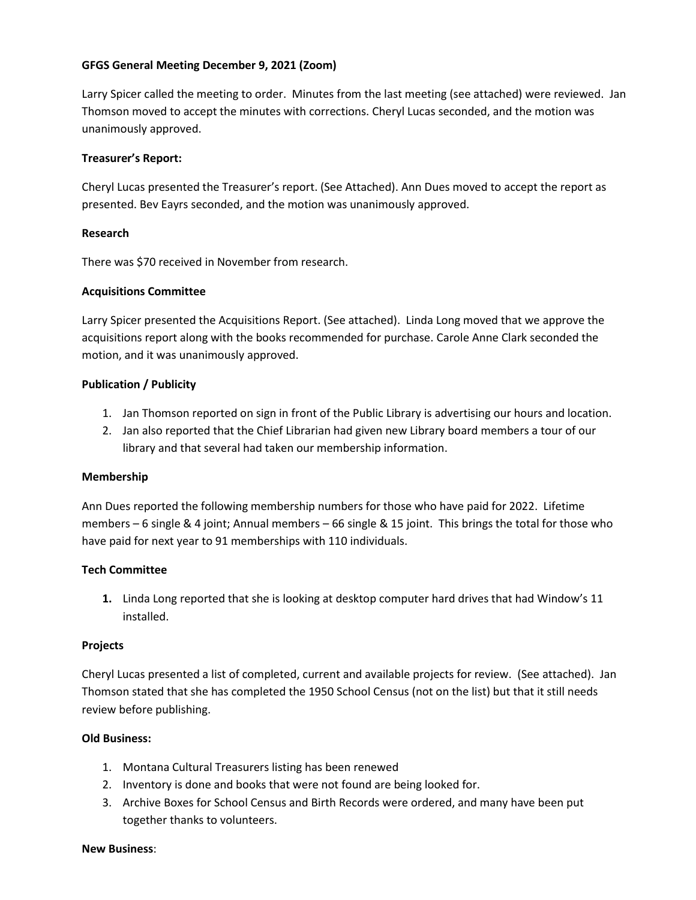**GFGS General Meeting December 9, 2021 (Zoom)**

Larry Spicer called the meeting to order. Minutes from the last meeting (see attached) were reviewed. Jan Thomson moved to accept the minutes with corrections. Cheryl Lucas seconded, and the motion was unanimously approved.

**Treasurer's Report:**

Cheryl Lucas presented the Treasurer's report. (See Attached). Ann Dues moved to accept the report as presented. Bev Eayrs seconded, and the motion was unanimously approved.

**Research**

There was $70 received in November from research.

**Acquisitions Committee**

Larry Spicer presented the Acquisitions Report. (See attached). Linda Long moved that we approve the acquisitions report along with the books recommended for purchase. Carole Anne Clark seconded the motion, and it was unanimously approved.

**Publication / Publicity**

1. Jan Thomson reported on sign in front of the Public Library is advertising our hours and location.
2. Jan also reported that the Chief Librarian had given new Library board members a tour of our library and that several had taken our membership information.

**Membership**

Ann Dues reported the following membership numbers for those who have paid for 2022. Lifetime members – 6 single & 4 joint; Annual members – 66 single & 15 joint. This brings the total for those who have paid for next year to 91 memberships with 110 individuals.

**Tech Committee**

1. Linda Long reported that she is looking at desktop computer hard drives that had Window's 11 installed.

**Projects**

Cheryl Lucas presented a list of completed, current and available projects for review. (See attached). Jan Thomson stated that she has completed the 1950 School Census (not on the list) but that it still needs review before publishing.

**Old Business:**

1. Montana Cultural Treasurers listing has been renewed
2. Inventory is done and books that were not found are being looked for.
3. Archive Boxes for School Census and Birth Records were ordered, and many have been put together thanks to volunteers.

**New Business**: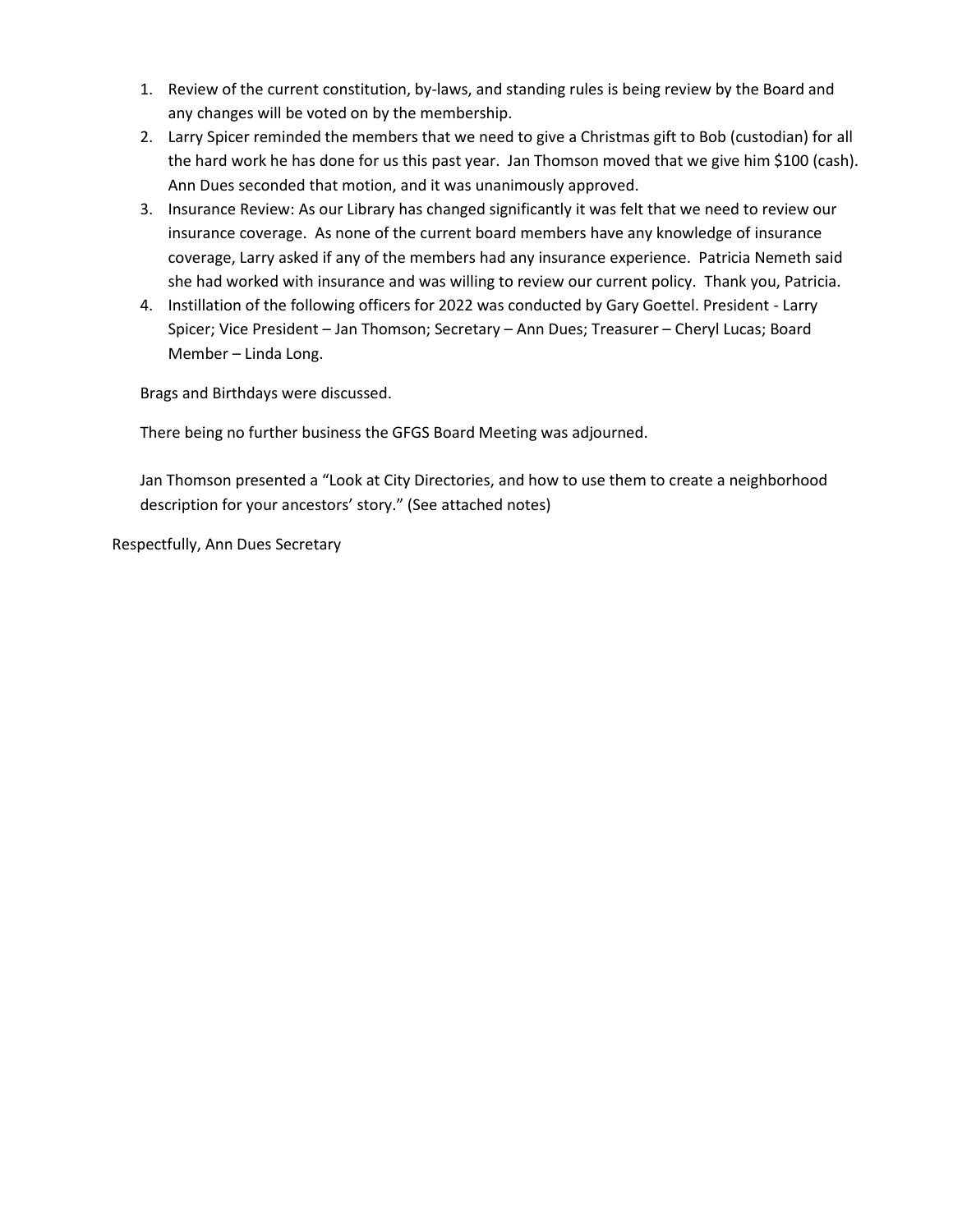1. Review of the current constitution, by-laws, and standing rules is being review by the Board and any changes will be voted on by the membership.
2. Larry Spicer reminded the members that we need to give a Christmas gift to Bob (custodian) for all the hard work he has done for us this past year. Jan Thomson moved that we give him $100 (cash). Ann Dues seconded that motion, and it was unanimously approved.
3. Insurance Review: As our Library has changed significantly it was felt that we need to review our insurance coverage. As none of the current board members have any knowledge of insurance coverage, Larry asked if any of the members had any insurance experience. Patricia Nemeth said she had worked with insurance and was willing to review our current policy. Thank you, Patricia.
4. Instillation of the following officers for 2022 was conducted by Gary Goettel. President - Larry Spicer; Vice President – Jan Thomson; Secretary – Ann Dues; Treasurer – Cheryl Lucas; Board Member – Linda Long.

Brags and Birthdays were discussed.

There being no further business the GFGS Board Meeting was adjourned.

Jan Thomson presented a "Look at City Directories, and how to use them to create a neighborhood description for your ancestors' story." (See attached notes)

Respectfully, Ann Dues Secretary